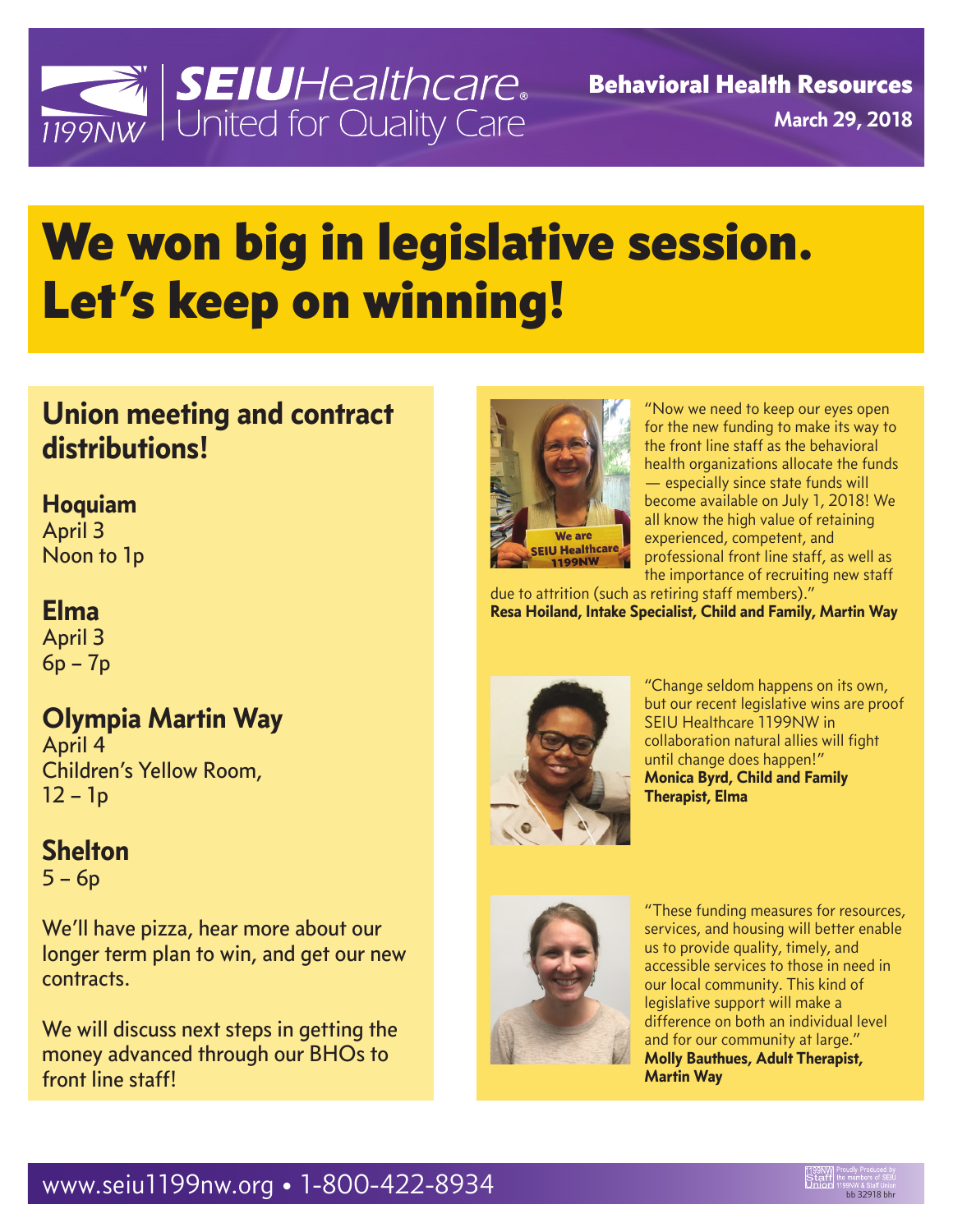**SEIU**Healthcare
United for Quality Care
1199NW

**Behavioral Health Resources**
**March 29, 2018**

# We won big in legislative session. Let's keep on winning!

## Union meeting and contract distributions!

**Hoquiam**
April 3
Noon to 1p

**Elma**
April 3
6p – 7p

**Olympia Martin Way**
April 4
Children's Yellow Room,
12 – 1p

**Shelton**
5 – 6p

We'll have pizza, hear more about our longer term plan to win, and get our new contracts.

We will discuss next steps in getting the money advanced through our BHOs to front line staff!

"Now we need to keep our eyes open for the new funding to make its way to the front line staff as the behavioral health organizations allocate the funds — especially since state funds will become available on July 1, 2018! We all know the high value of retaining experienced, competent, and professional front line staff, as well as the importance of recruiting new staff due to attrition (such as retiring staff members)."
**Resa Hoiland, Intake Specialist, Child and Family, Martin Way**

"Change seldom happens on its own, but our recent legislative wins are proof SEIU Healthcare 1199NW in collaboration natural allies will fight until change does happen!"
**Monica Byrd, Child and Family Therapist, Elma**

"These funding measures for resources, services, and housing will better enable us to provide quality, timely, and accessible services to those in need in our local community. This kind of legislative support will make a difference on both an individual level and for our community at large."
**Molly Bauthues, Adult Therapist, Martin Way**

www.seiu1199nw.org • 1-800-422-8934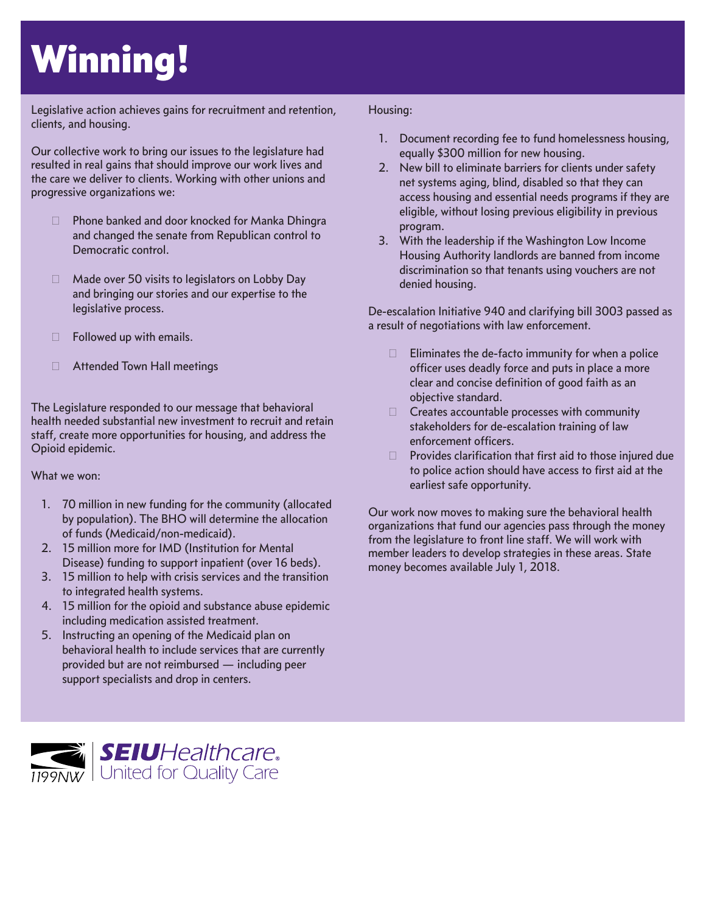# Winning!

Legislative action achieves gains for recruitment and retention, clients, and housing.

Our collective work to bring our issues to the legislature had resulted in real gains that should improve our work lives and the care we deliver to clients. Working with other unions and progressive organizations we:

- Phone banked and door knocked for Manka Dhingra and changed the senate from Republican control to Democratic control.
- Made over 50 visits to legislators on Lobby Day and bringing our stories and our expertise to the legislative process.
- Followed up with emails.
- Attended Town Hall meetings

The Legislature responded to our message that behavioral health needed substantial new investment to recruit and retain staff, create more opportunities for housing, and address the Opioid epidemic.

What we won:

1. 70 million in new funding for the community (allocated by population). The BHO will determine the allocation of funds (Medicaid/non-medicaid).
2. 15 million more for IMD (Institution for Mental Disease) funding to support inpatient (over 16 beds).
3. 15 million to help with crisis services and the transition to integrated health systems.
4. 15 million for the opioid and substance abuse epidemic including medication assisted treatment.
5. Instructing an opening of the Medicaid plan on behavioral health to include services that are currently provided but are not reimbursed — including peer support specialists and drop in centers.

Housing:

1. Document recording fee to fund homelessness housing, equally $300 million for new housing.
2. New bill to eliminate barriers for clients under safety net systems aging, blind, disabled so that they can access housing and essential needs programs if they are eligible, without losing previous eligibility in previous program.
3. With the leadership if the Washington Low Income Housing Authority landlords are banned from income discrimination so that tenants using vouchers are not denied housing.

De-escalation Initiative 940 and clarifying bill 3003 passed as a result of negotiations with law enforcement.

- Eliminates the de-facto immunity for when a police officer uses deadly force and puts in place a more clear and concise definition of good faith as an objective standard.
- Creates accountable processes with community stakeholders for de-escalation training of law enforcement officers.
- Provides clarification that first aid to those injured due to police action should have access to first aid at the earliest safe opportunity.

Our work now moves to making sure the behavioral health organizations that fund our agencies pass through the money from the legislature to front line staff. We will work with member leaders to develop strategies in these areas. State money becomes available July 1, 2018.

1199NW | SEIU Healthcare. United for Quality Care